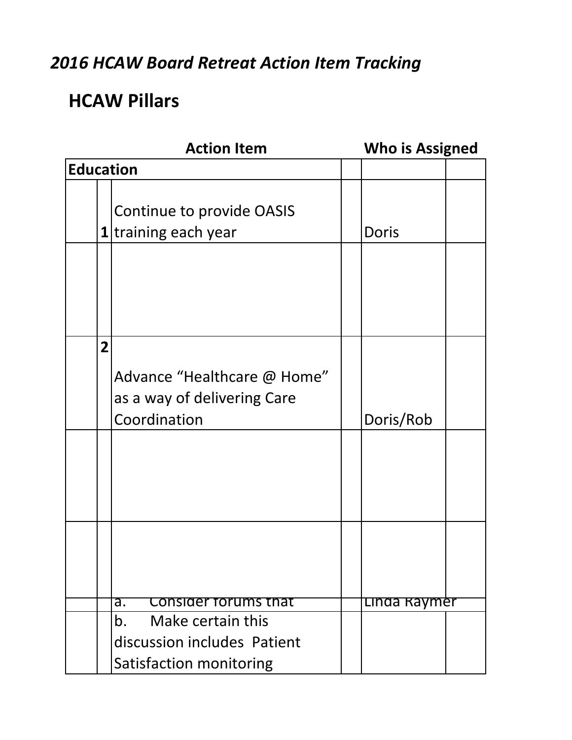## *2016 HCAW Board Retreat Action Item Tracking*

# HCAW Pillars

| | | Action Item | | Who is Assigned | |
|---|---|---|---|---|---|
| **Education** | | | | | |
| | **1** | Continue to provide OASIS training each year | | Doris | |
| | | | | | |
| | **2** | Advance "Healthcare @ Home" as a way of delivering Care Coordination | | Doris/Rob | |
| | | | | | |
| | | | | | |
| | | a. Consider forums that | | Linda Raymer | |
| | | b. Make certain this discussion includes Patient Satisfaction monitoring | | | |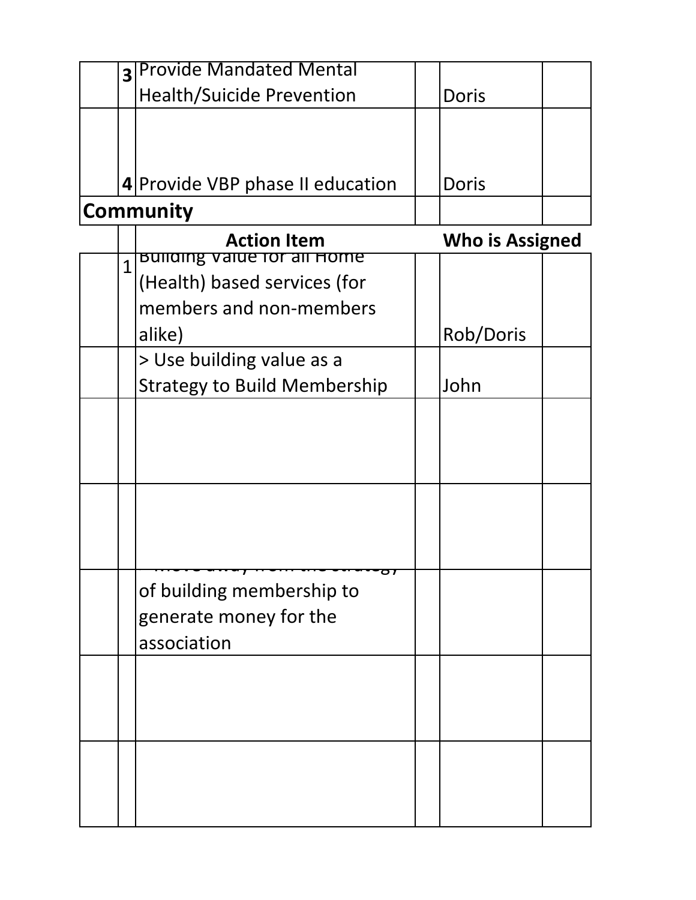| | | | | | |
|---|---|---|---|---|---|
| | **3** | Provide Mandated Mental Health/Suicide Prevention | | Doris | |
| | **4** | Provide VBP phase II education | | Doris | |
| **Community** | | | | | |
| | | **Action Item** | | **Who is Assigned** | |
| | 1 | Building Value for all Home (Health) based services (for members and non-members alike) | | Rob/Doris | |
| | | > Use building value as a Strategy to Build Membership | | John | |
| | | | | | |
| | | | | | |
| | | > move away from the strategy of building membership to generate money for the association | | | |
| | | | | | |
| | | | | | |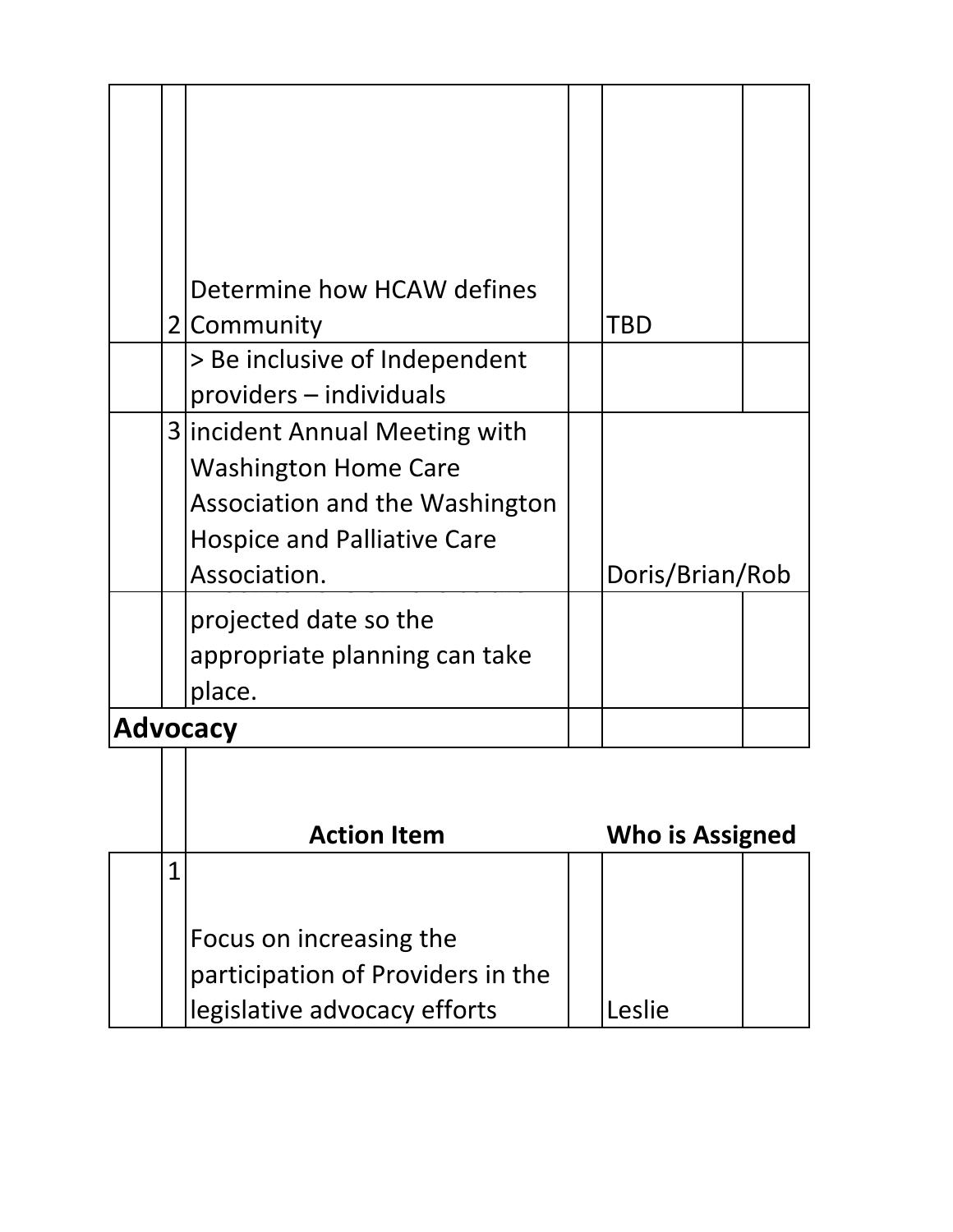| | | | | | |
|---|---|---|---|---|---|
| | 2 | Determine how HCAW defines Community | | TBD | |
| | | > Be inclusive of Independent providers – individuals | | | |
| | 3 | incident Annual Meeting with Washington Home Care Association and the Washington Hospice and Palliative Care Association. | | Doris/Brian/Rob | |
| | | projected date so the appropriate planning can take place. | | | |
| **Advocacy** | | | | | |

| | | Action Item | | Who is Assigned | |
|---|---|---|---|---|---|
| | 1 | Focus on increasing the participation of Providers in the legislative advocacy efforts | | Leslie | |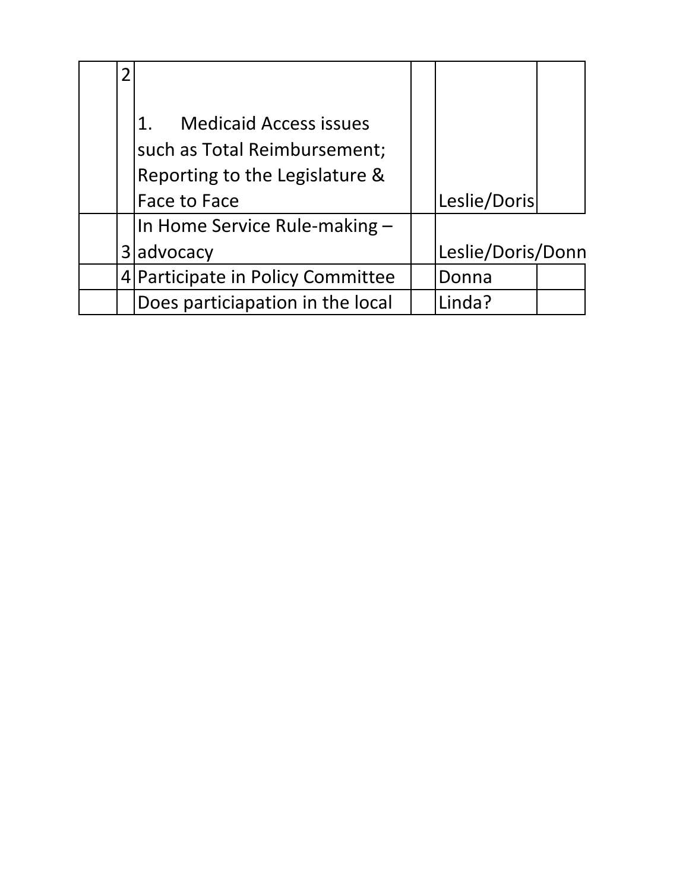| | | | | | |
|---|---|---|---|---|---|
| | 2 | 1. Medicaid Access issues such as Total Reimbursement; Reporting to the Legislature & Face to Face | | Leslie/Doris | |
| | 3 | In Home Service Rule-making – advocacy | | Leslie/Doris/Donn | |
| | 4 | Participate in Policy Committee | | Donna | |
| | | Does particiapation in the local | | Linda? | |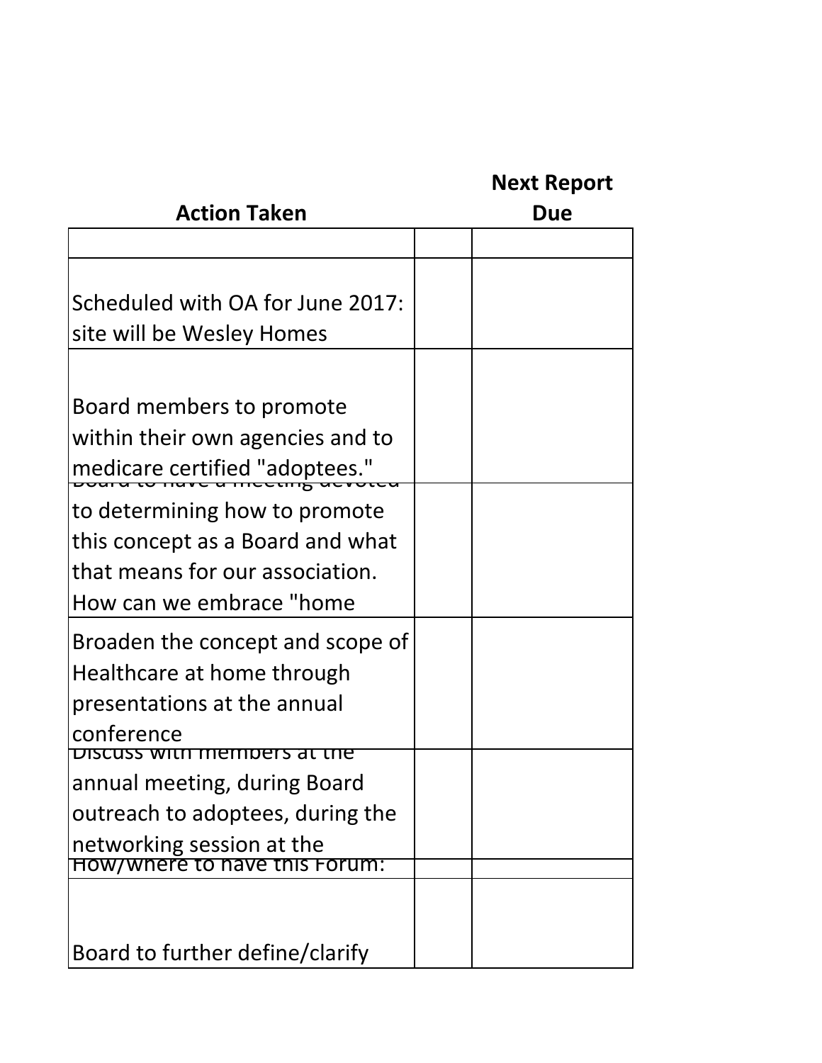| Action Taken | | Next Report Due |
|---|---|---|
| | | |
| Scheduled with OA for June 2017: site will be Wesley Homes | | |
| Board members to promote within their own agencies and to medicare certified "adoptees." | | |
| Board to have a meeting devoted to determining how to promote this concept as a Board and what that means for our association. How can we embrace "home | | |
| Broaden the concept and scope of Healthcare at home through presentations at the annual conference | | |
| Discuss with members at the annual meeting, during Board outreach to adoptees, during the networking session at the | | |
| How/where to have this Forum: | | |
| Board to further define/clarify | | |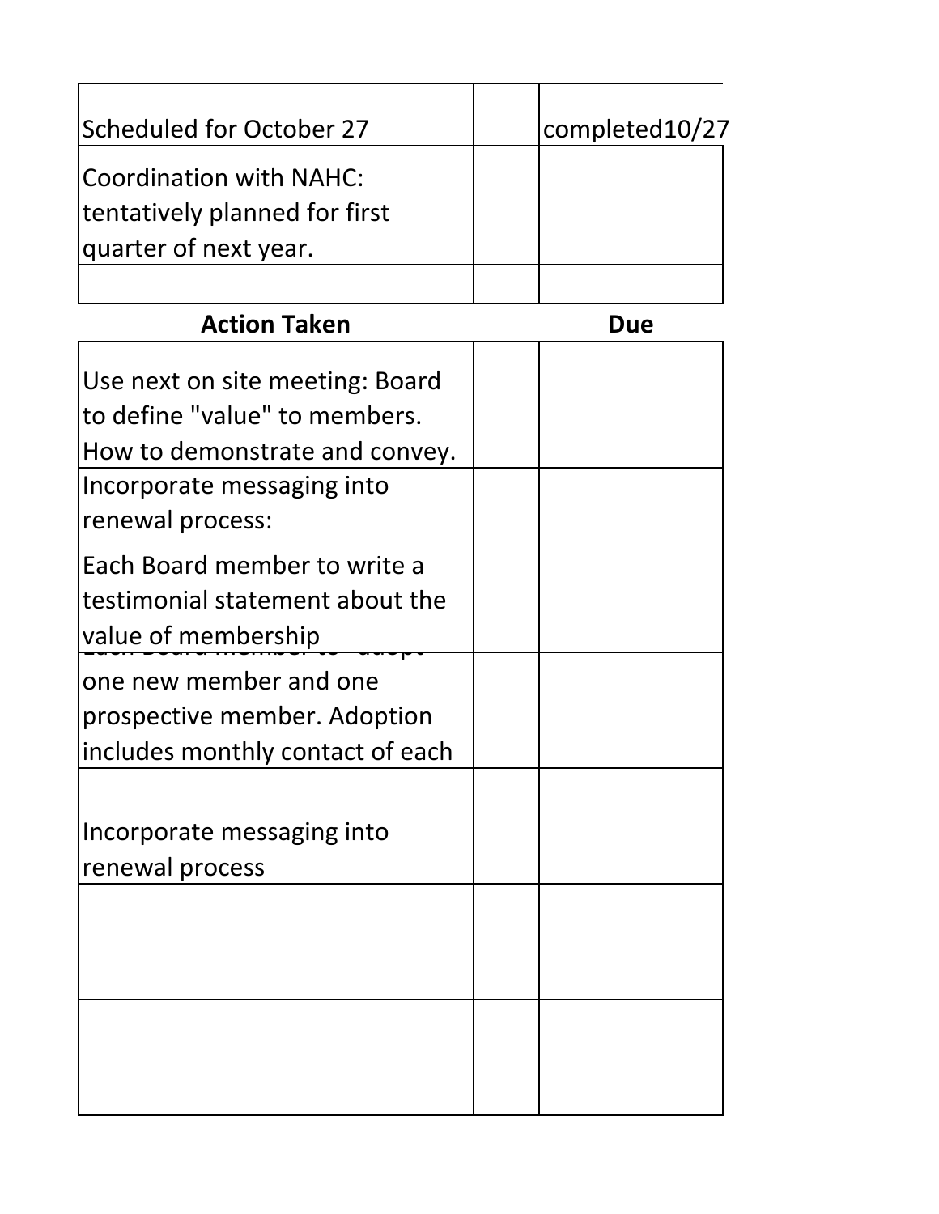| | | |
|---|---|---|
| Scheduled for October 27 | | completed10/27 |
| Coordination with NAHC: tentatively planned for first quarter of next year. | | |
| | | |

| Action Taken | | Due |
|---|---|---|
| Use next on site meeting: Board to define "value" to members. How to demonstrate and convey. | | |
| Incorporate messaging into renewal process: | | |
| Each Board member to write a testimonial statement about the value of membership | | |
| Each Board member to "adopt" one new member and one prospective member. Adoption includes monthly contact of each | | |
| Incorporate messaging into renewal process | | |
| | | |
| | | |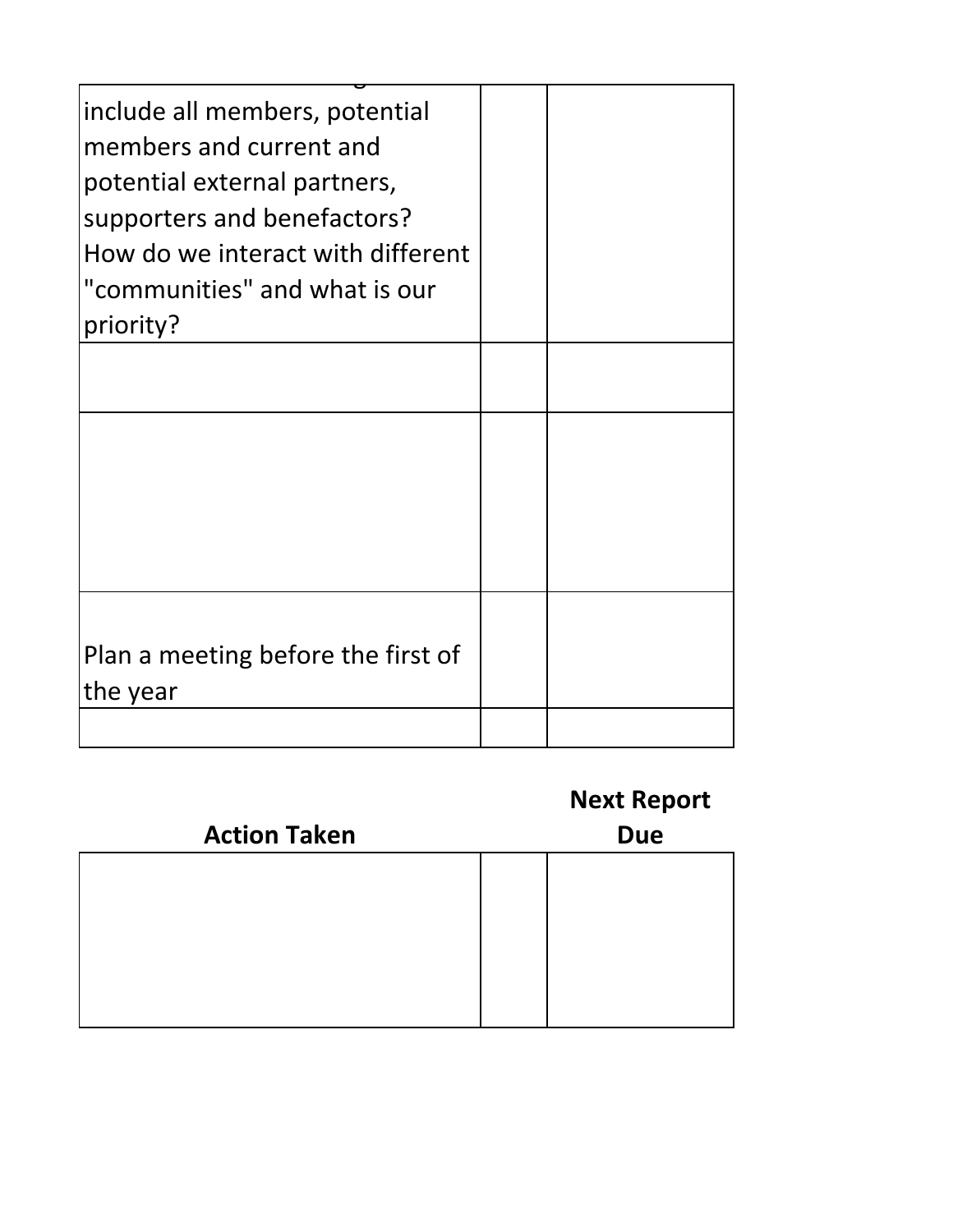| | | |
|---|---|---|
| include all members, potential members and current and potential external partners, supporters and benefactors? How do we interact with different "communities" and what is our priority? | | |
| | | |
| | | |
| Plan a meeting before the first of the year | | |
| | | |

| Action Taken | | Next Report Due |
|---|---|---|
| | | |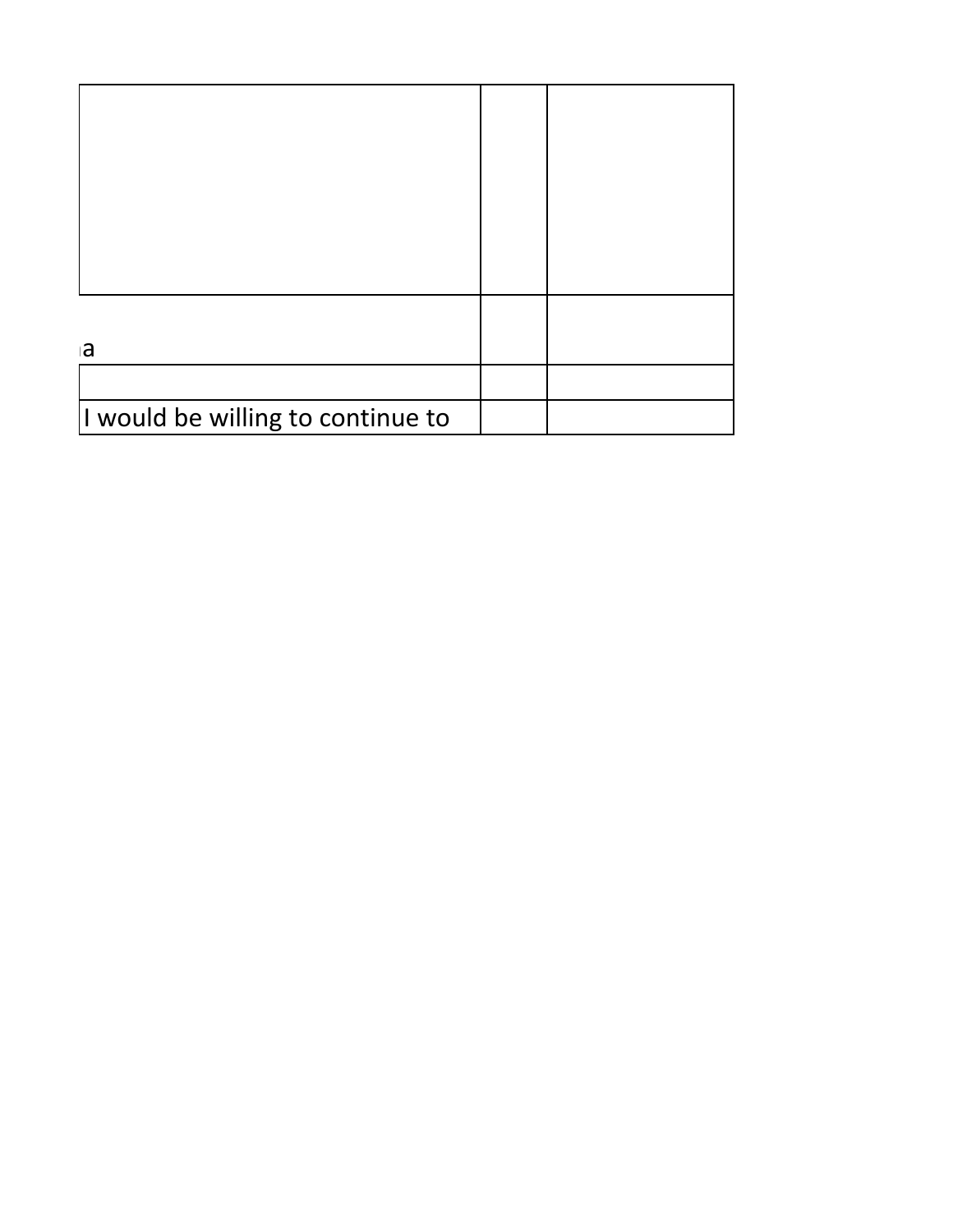| | | |
|---|---|---|
| | | |
| a | | |
| | | |
| I would be willing to continue to | | |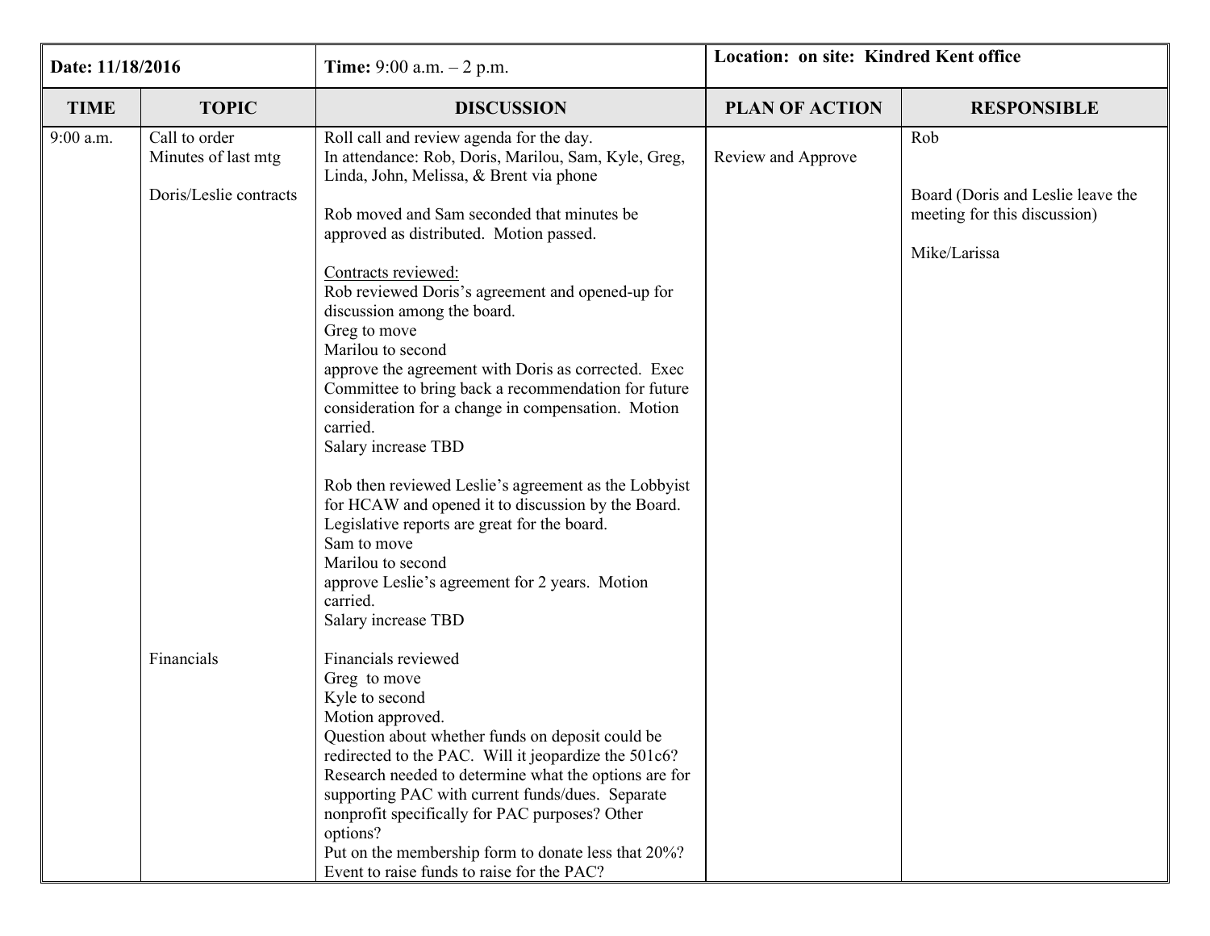| Date: 11/18/2016 | Time: 9:00 a.m. – 2 p.m. | Location: on site: Kindred Kent office | | |
|---|---|---|---|---|
| **TIME** | **TOPIC** | **DISCUSSION** | **PLAN OF ACTION** | **RESPONSIBLE** |
| 9:00 a.m. | Call to order<br>Minutes of last mtg<br><br>Doris/Leslie contracts<br><br><br><br><br><br><br><br><br><br><br><br><br><br><br><br><br><br><br><br><br><br><br><br><br><br>Financials | Roll call and review agenda for the day.<br>In attendance: Rob, Doris, Marilou, Sam, Kyle, Greg, Linda, John, Melissa, & Brent via phone<br><br>Rob moved and Sam seconded that minutes be approved as distributed. Motion passed.<br><br><u>Contracts reviewed:</u><br>Rob reviewed Doris's agreement and opened-up for discussion among the board.<br>Greg to move<br>Marilou to second<br>approve the agreement with Doris as corrected. Exec Committee to bring back a recommendation for future consideration for a change in compensation. Motion carried.<br>Salary increase TBD<br><br>Rob then reviewed Leslie's agreement as the Lobbyist for HCAW and opened it to discussion by the Board. Legislative reports are great for the board.<br>Sam to move<br>Marilou to second<br>approve Leslie's agreement for 2 years. Motion carried.<br>Salary increase TBD<br><br>Financials reviewed<br>Greg to move<br>Kyle to second<br>Motion approved.<br>Question about whether funds on deposit could be redirected to the PAC. Will it jeopardize the 501c6? Research needed to determine what the options are for supporting PAC with current funds/dues. Separate nonprofit specifically for PAC purposes? Other options?<br>Put on the membership form to donate less that 20%?<br>Event to raise funds to raise for the PAC? | <br>Review and Approve | Rob<br><br><br>Board (Doris and Leslie leave the meeting for this discussion)<br><br>Mike/Larissa |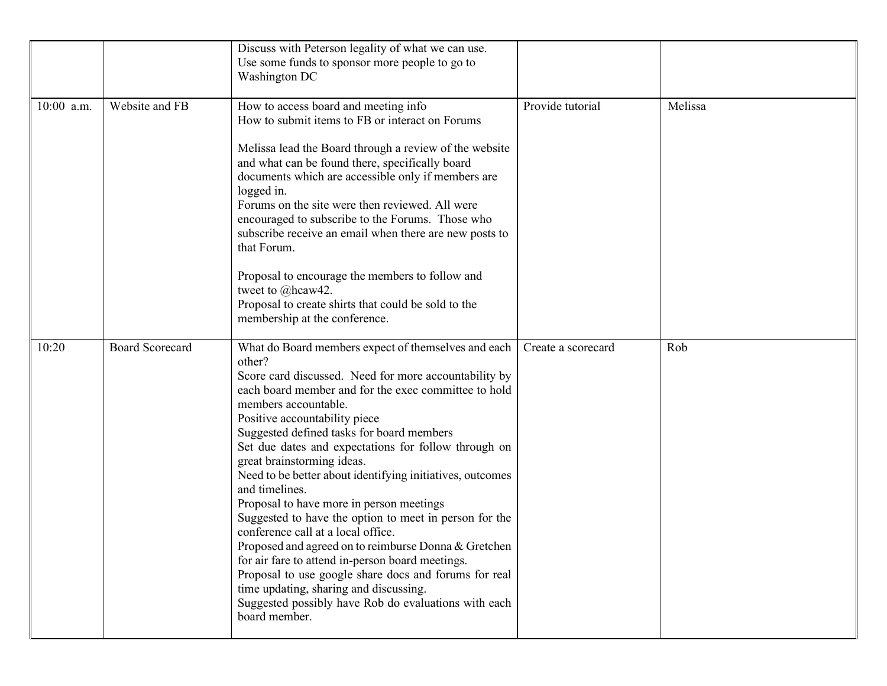| | | | | |
|---|---|---|---|---|
| | | Discuss with Peterson legality of what we can use.<br>Use some funds to sponsor more people to go to Washington DC | | |
| 10:00 a.m. | Website and FB | How to access board and meeting info<br>How to submit items to FB or interact on Forums<br><br>Melissa lead the Board through a review of the website and what can be found there, specifically board documents which are accessible only if members are logged in.<br>Forums on the site were then reviewed. All were encouraged to subscribe to the Forums. Those who subscribe receive an email when there are new posts to that Forum.<br><br>Proposal to encourage the members to follow and tweet to @hcaw42.<br>Proposal to create shirts that could be sold to the membership at the conference. | Provide tutorial | Melissa |
| 10:20 | Board Scorecard | What do Board members expect of themselves and each other?<br>Score card discussed. Need for more accountability by each board member and for the exec committee to hold members accountable.<br>Positive accountability piece<br>Suggested defined tasks for board members<br>Set due dates and expectations for follow through on great brainstorming ideas.<br>Need to be better about identifying initiatives, outcomes and timelines.<br>Proposal to have more in person meetings<br>Suggested to have the option to meet in person for the conference call at a local office.<br>Proposed and agreed on to reimburse Donna & Gretchen for air fare to attend in-person board meetings.<br>Proposal to use google share docs and forums for real time updating, sharing and discussing.<br>Suggested possibly have Rob do evaluations with each board member. | Create a scorecard | Rob |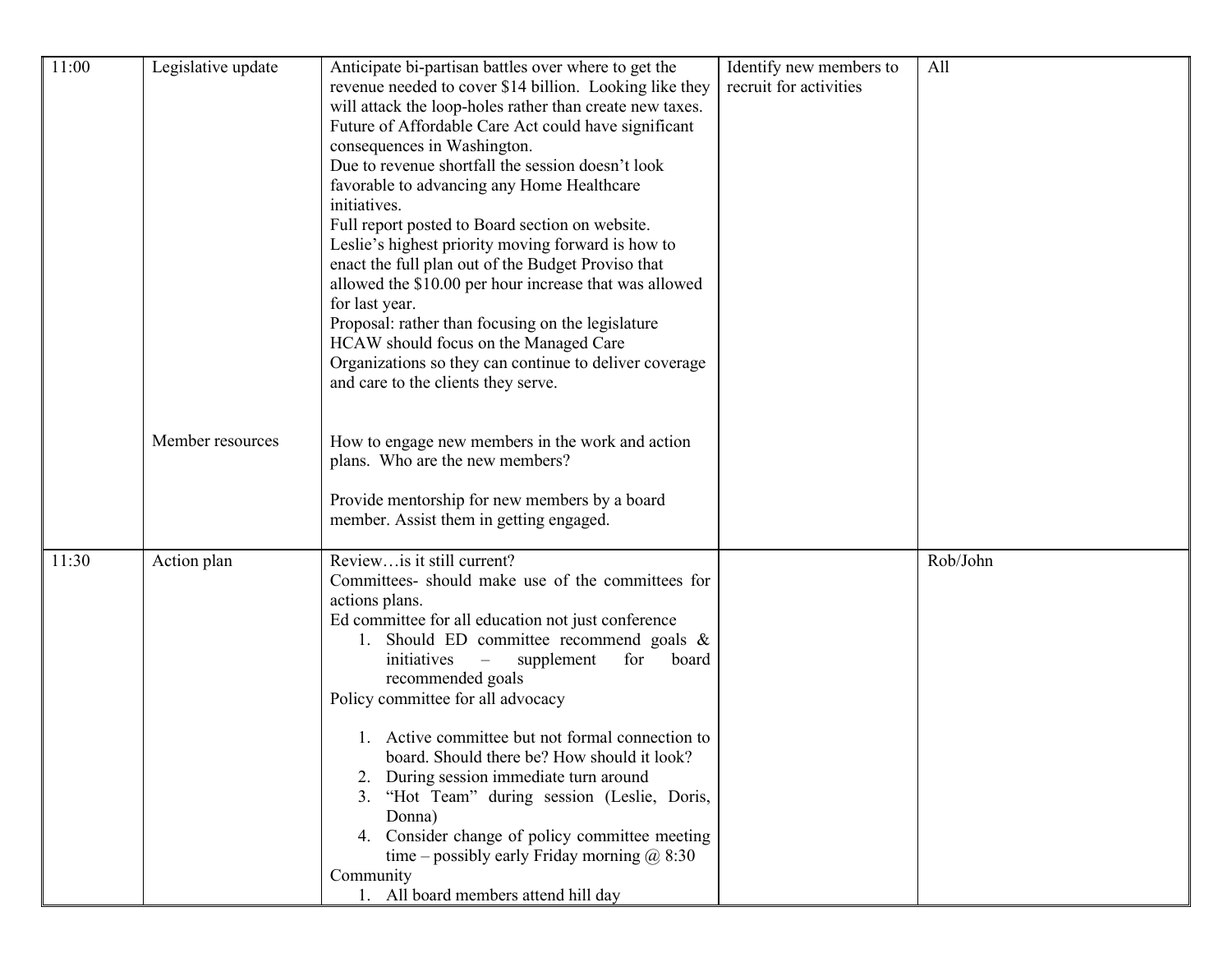| | | | | |
|---|---|---|---|---|
| 11:00 | Legislative update | Anticipate bi-partisan battles over where to get the revenue needed to cover $14 billion. Looking like they will attack the loop-holes rather than create new taxes.<br>Future of Affordable Care Act could have significant consequences in Washington.<br>Due to revenue shortfall the session doesn't look favorable to advancing any Home Healthcare initiatives.<br>Full report posted to Board section on website.<br>Leslie's highest priority moving forward is how to enact the full plan out of the Budget Proviso that allowed the $10.00 per hour increase that was allowed for last year.<br>Proposal: rather than focusing on the legislature HCAW should focus on the Managed Care Organizations so they can continue to deliver coverage and care to the clients they serve. | Identify new members to recruit for activities | All |
| | Member resources | How to engage new members in the work and action plans. Who are the new members?<br><br>Provide mentorship for new members by a board member. Assist them in getting engaged. | | |
| 11:30 | Action plan | Review…is it still current?<br>Committees- should make use of the committees for actions plans.<br>Ed committee for all education not just conference<br>1. Should ED committee recommend goals & initiatives – supplement for board recommended goals<br>Policy committee for all advocacy<br>1. Active committee but not formal connection to board. Should there be? How should it look?<br>2. During session immediate turn around<br>3. "Hot Team" during session (Leslie, Doris, Donna)<br>4. Consider change of policy committee meeting time – possibly early Friday morning @ 8:30<br>Community<br>1. All board members attend hill day | | Rob/John |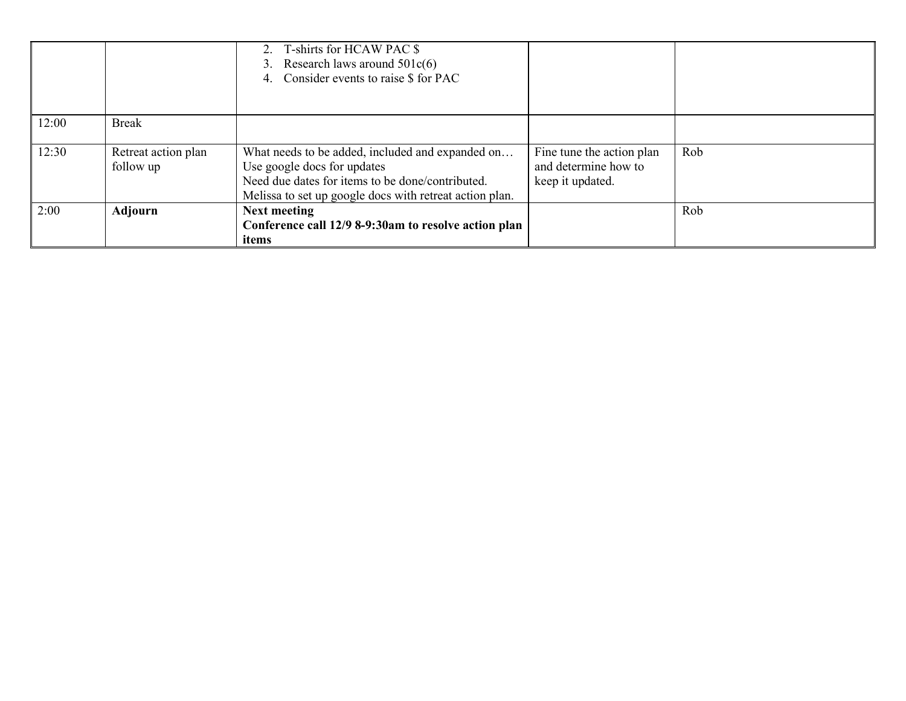| | | | | |
|---|---|---|---|---|
| | | 2. T-shirts for HCAW PAC $<br>3. Research laws around 501c(6)<br>4. Consider events to raise $ for PAC | | |
| 12:00 | Break | | | |
| 12:30 | Retreat action plan follow up | What needs to be added, included and expanded on…<br>Use google docs for updates<br>Need due dates for items to be done/contributed.<br>Melissa to set up google docs with retreat action plan. | Fine tune the action plan and determine how to keep it updated. | Rob |
| 2:00 | **Adjourn** | **Next meeting**<br>**Conference call 12/9 8-9:30am to resolve action plan items** | | Rob |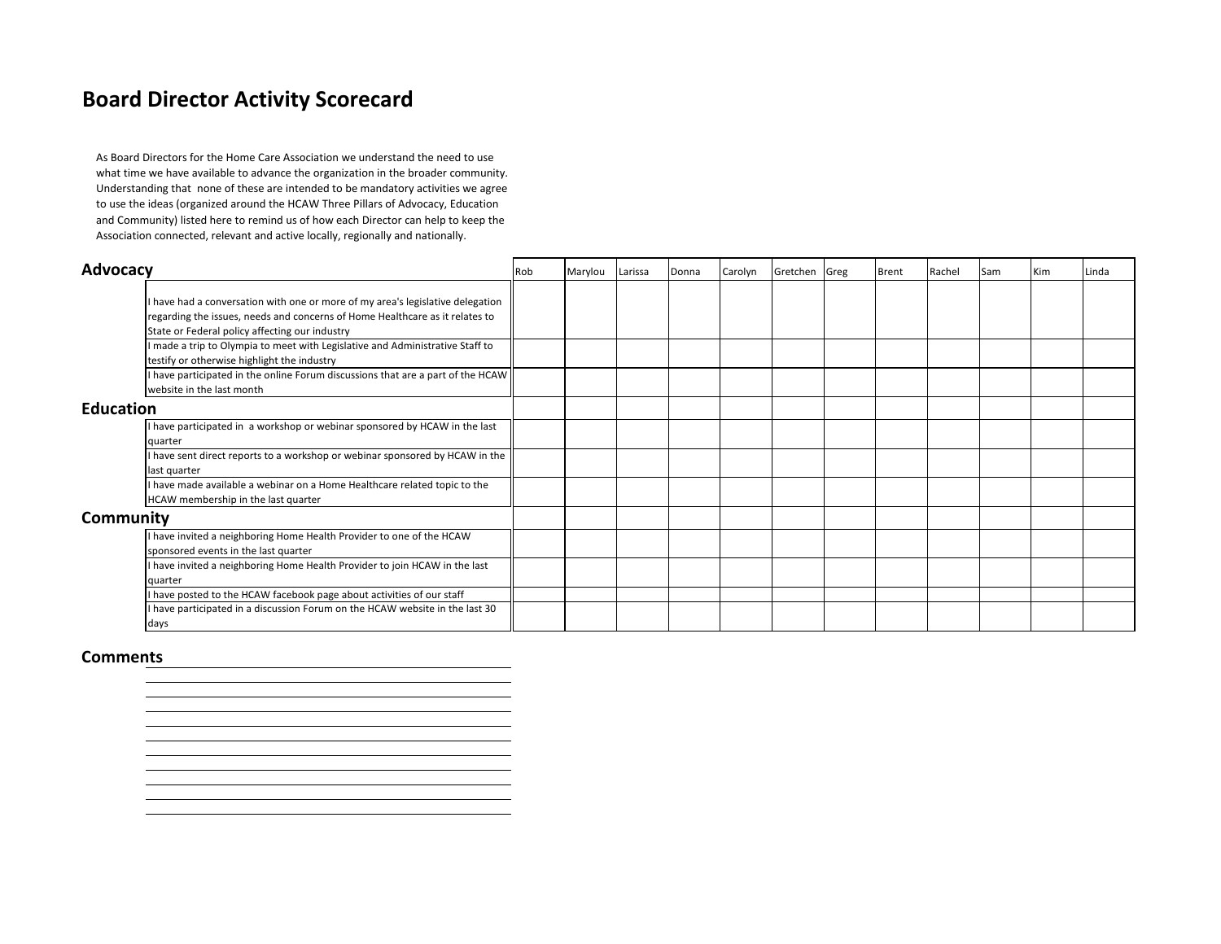# Board Director Activity Scorecard

As Board Directors for the Home Care Association we understand the need to use what time we have available to advance the organization in the broader community. Understanding that none of these are intended to be mandatory activities we agree to use the ideas (organized around the HCAW Three Pillars of Advocacy, Education and Community) listed here to remind us of how each Director can help to keep the Association connected, relevant and active locally, regionally and nationally.

| | | Rob | Marylou | Larissa | Donna | Carolyn | Gretchen | Greg | Brent | Rachel | Sam | Kim | Linda |
|---|---|---|---|---|---|---|---|---|---|---|---|---|---|
| **Advocacy** | | | | | | | | | | | | | |
| | I have had a conversation with one or more of my area's legislative delegation regarding the issues, needs and concerns of Home Healthcare as it relates to State or Federal policy affecting our industry | | | | | | | | | | | | |
| | I made a trip to Olympia to meet with Legislative and Administrative Staff to testify or otherwise highlight the industry | | | | | | | | | | | | |
| | I have participated in the online Forum discussions that are a part of the HCAW website in the last month | | | | | | | | | | | | |
| **Education** | | | | | | | | | | | | | |
| | I have participated in a workshop or webinar sponsored by HCAW in the last quarter | | | | | | | | | | | | |
| | I have sent direct reports to a workshop or webinar sponsored by HCAW in the last quarter | | | | | | | | | | | | |
| | I have made available a webinar on a Home Healthcare related topic to the HCAW membership in the last quarter | | | | | | | | | | | | |
| **Community** | | | | | | | | | | | | | |
| | I have invited a neighboring Home Health Provider to one of the HCAW sponsored events in the last quarter | | | | | | | | | | | | |
| | I have invited a neighboring Home Health Provider to join HCAW in the last quarter | | | | | | | | | | | | |
| | I have posted to the HCAW facebook page about activities of our staff | | | | | | | | | | | | |
| | I have participated in a discussion Forum on the HCAW website in the last 30 days | | | | | | | | | | | | |

## Comments